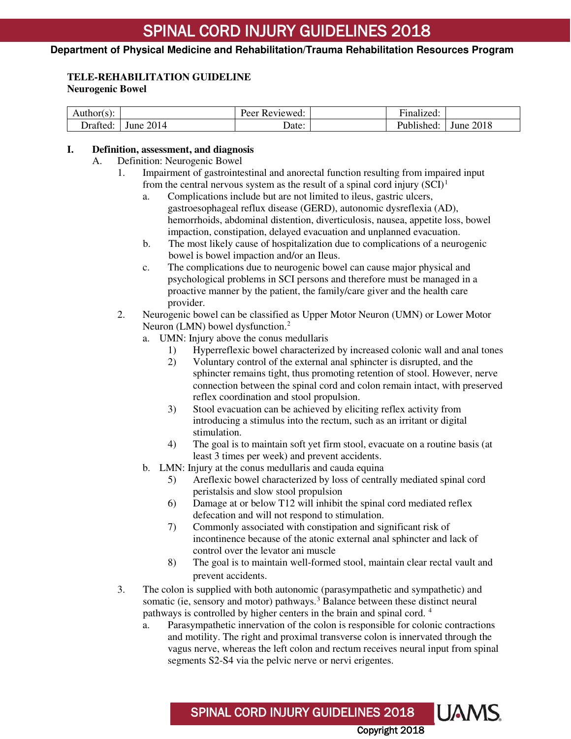# SPINAL CORD INJURY GUIDELINES 2018

**Department of Physical Medicine and Rehabilitation/Trauma Rehabilitation Resources Program**

**TELE-REHABILITATION GUIDELINE**
**Neurogenic Bowel**

| Author(s): | | Peer Reviewed: | | Finalized: | |
|---|---|---|---|---|---|
| Drafted: | June 2014 | Date: | | Published: | June 2018 |

**I. Definition, assessment, and diagnosis**

A. Definition: Neurogenic Bowel

1. Impairment of gastrointestinal and anorectal function resulting from impaired input from the central nervous system as the result of a spinal cord injury (SCI)[1]
   a. Complications include but are not limited to ileus, gastric ulcers, gastroesophageal reflux disease (GERD), autonomic dysreflexia (AD), hemorrhoids, abdominal distention, diverticulosis, nausea, appetite loss, bowel impaction, constipation, delayed evacuation and unplanned evacuation.
   b. The most likely cause of hospitalization due to complications of a neurogenic bowel is bowel impaction and/or an Ileus.
   c. The complications due to neurogenic bowel can cause major physical and psychological problems in SCI persons and therefore must be managed in a proactive manner by the patient, the family/care giver and the health care provider.
2. Neurogenic bowel can be classified as Upper Motor Neuron (UMN) or Lower Motor Neuron (LMN) bowel dysfunction.[2]
   a. UMN: Injury above the conus medullaris
      1) Hyperreflexic bowel characterized by increased colonic wall and anal tones
      2) Voluntary control of the external anal sphincter is disrupted, and the sphincter remains tight, thus promoting retention of stool. However, nerve connection between the spinal cord and colon remain intact, with preserved reflex coordination and stool propulsion.
      3) Stool evacuation can be achieved by eliciting reflex activity from introducing a stimulus into the rectum, such as an irritant or digital stimulation.
      4) The goal is to maintain soft yet firm stool, evacuate on a routine basis (at least 3 times per week) and prevent accidents.
   b. LMN: Injury at the conus medullaris and cauda equina
      5) Areflexic bowel characterized by loss of centrally mediated spinal cord peristalsis and slow stool propulsion
      6) Damage at or below T12 will inhibit the spinal cord mediated reflex defecation and will not respond to stimulation.
      7) Commonly associated with constipation and significant risk of incontinence because of the atonic external anal sphincter and lack of control over the levator ani muscle
      8) The goal is to maintain well-formed stool, maintain clear rectal vault and prevent accidents.
3. The colon is supplied with both autonomic (parasympathetic and sympathetic) and somatic (ie, sensory and motor) pathways.[3] Balance between these distinct neural pathways is controlled by higher centers in the brain and spinal cord.[4]
   a. Parasympathetic innervation of the colon is responsible for colonic contractions and motility. The right and proximal transverse colon is innervated through the vagus nerve, whereas the left colon and rectum receives neural input from spinal segments S2-S4 via the pelvic nerve or nervi erigentes.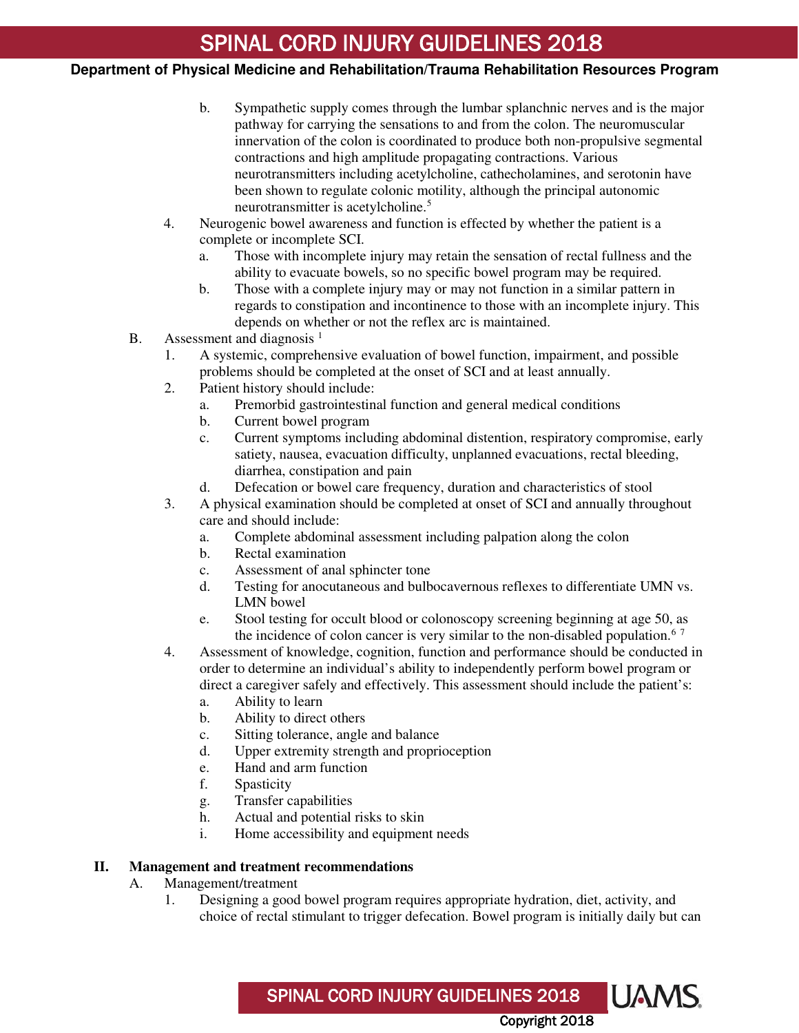b. Sympathetic supply comes through the lumbar splanchnic nerves and is the major pathway for carrying the sensations to and from the colon. The neuromuscular innervation of the colon is coordinated to produce both non-propulsive segmental contractions and high amplitude propagating contractions. Various neurotransmitters including acetylcholine, cathecholamines, and serotonin have been shown to regulate colonic motility, although the principal autonomic neurotransmitter is acetylcholine.[5]

4. Neurogenic bowel awareness and function is effected by whether the patient is a complete or incomplete SCI.
   a. Those with incomplete injury may retain the sensation of rectal fullness and the ability to evacuate bowels, so no specific bowel program may be required.
   b. Those with a complete injury may or may not function in a similar pattern in regards to constipation and incontinence to those with an incomplete injury. This depends on whether or not the reflex arc is maintained.

B. Assessment and diagnosis [1]
   1. A systemic, comprehensive evaluation of bowel function, impairment, and possible problems should be completed at the onset of SCI and at least annually.
   2. Patient history should include:
      a. Premorbid gastrointestinal function and general medical conditions
      b. Current bowel program
      c. Current symptoms including abdominal distention, respiratory compromise, early satiety, nausea, evacuation difficulty, unplanned evacuations, rectal bleeding, diarrhea, constipation and pain
      d. Defecation or bowel care frequency, duration and characteristics of stool
   3. A physical examination should be completed at onset of SCI and annually throughout care and should include:
      a. Complete abdominal assessment including palpation along the colon
      b. Rectal examination
      c. Assessment of anal sphincter tone
      d. Testing for anocutaneous and bulbocavernous reflexes to differentiate UMN vs. LMN bowel
      e. Stool testing for occult blood or colonoscopy screening beginning at age 50, as the incidence of colon cancer is very similar to the non-disabled population.[6,7]
   4. Assessment of knowledge, cognition, function and performance should be conducted in order to determine an individual's ability to independently perform bowel program or direct a caregiver safely and effectively. This assessment should include the patient's:
      a. Ability to learn
      b. Ability to direct others
      c. Sitting tolerance, angle and balance
      d. Upper extremity strength and proprioception
      e. Hand and arm function
      f. Spasticity
      g. Transfer capabilities
      h. Actual and potential risks to skin
      i. Home accessibility and equipment needs

## II. Management and treatment recommendations

A. Management/treatment
   1. Designing a good bowel program requires appropriate hydration, diet, activity, and choice of rectal stimulant to trigger defecation. Bowel program is initially daily but can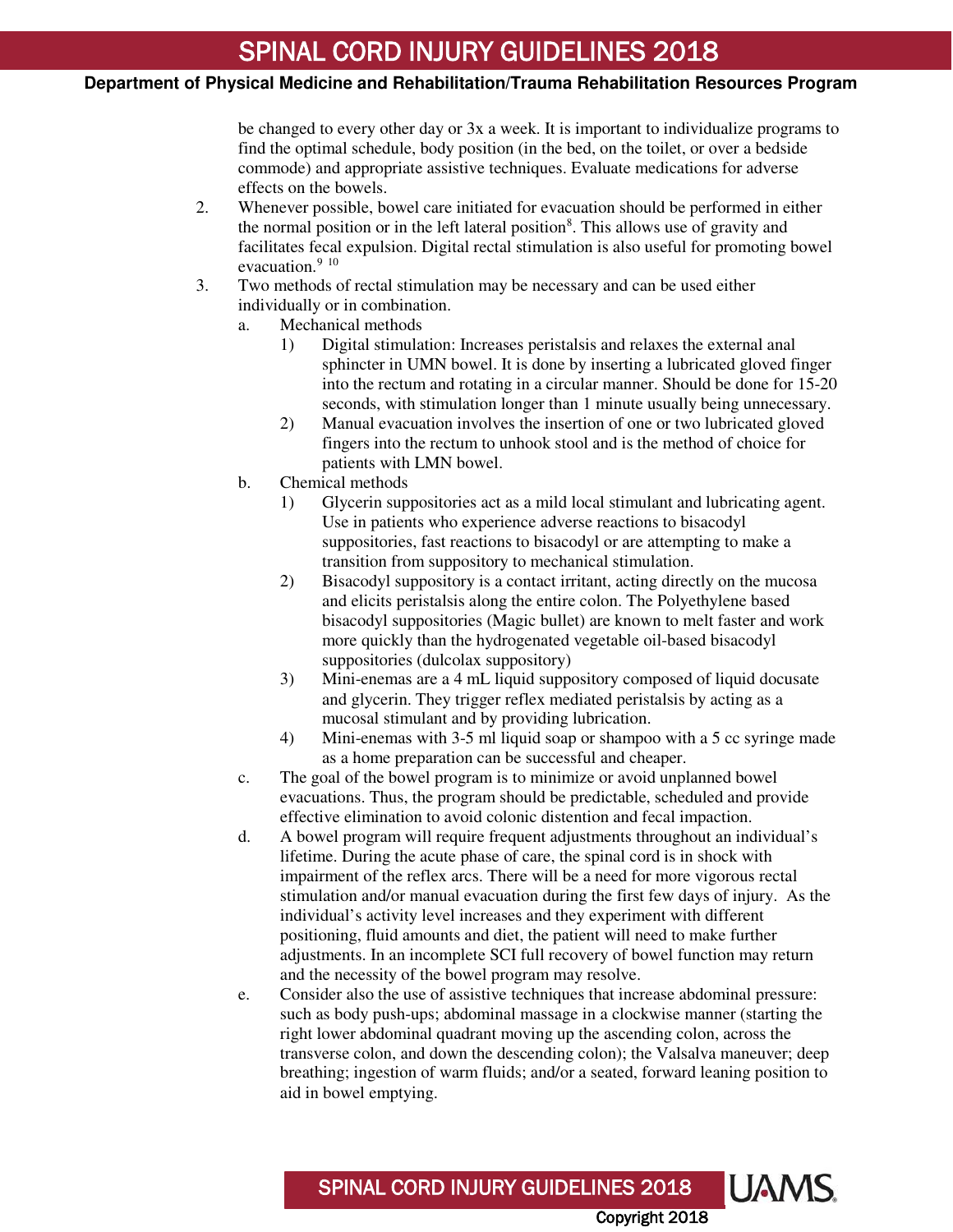be changed to every other day or 3x a week. It is important to individualize programs to find the optimal schedule, body position (in the bed, on the toilet, or over a bedside commode) and appropriate assistive techniques. Evaluate medications for adverse effects on the bowels.

2. Whenever possible, bowel care initiated for evacuation should be performed in either the normal position or in the left lateral position[8]. This allows use of gravity and facilitates fecal expulsion. Digital rectal stimulation is also useful for promoting bowel evacuation.[9] [10]

3. Two methods of rectal stimulation may be necessary and can be used either individually or in combination.

    a. Mechanical methods

        1) Digital stimulation: Increases peristalsis and relaxes the external anal sphincter in UMN bowel. It is done by inserting a lubricated gloved finger into the rectum and rotating in a circular manner. Should be done for 15-20 seconds, with stimulation longer than 1 minute usually being unnecessary.

        2) Manual evacuation involves the insertion of one or two lubricated gloved fingers into the rectum to unhook stool and is the method of choice for patients with LMN bowel.

    b. Chemical methods

        1) Glycerin suppositories act as a mild local stimulant and lubricating agent. Use in patients who experience adverse reactions to bisacodyl suppositories, fast reactions to bisacodyl or are attempting to make a transition from suppository to mechanical stimulation.

        2) Bisacodyl suppository is a contact irritant, acting directly on the mucosa and elicits peristalsis along the entire colon. The Polyethylene based bisacodyl suppositories (Magic bullet) are known to melt faster and work more quickly than the hydrogenated vegetable oil-based bisacodyl suppositories (dulcolax suppository)

        3) Mini-enemas are a 4 mL liquid suppository composed of liquid docusate and glycerin. They trigger reflex mediated peristalsis by acting as a mucosal stimulant and by providing lubrication.

        4) Mini-enemas with 3-5 ml liquid soap or shampoo with a 5 cc syringe made as a home preparation can be successful and cheaper.

    c. The goal of the bowel program is to minimize or avoid unplanned bowel evacuations. Thus, the program should be predictable, scheduled and provide effective elimination to avoid colonic distention and fecal impaction.

    d. A bowel program will require frequent adjustments throughout an individual's lifetime. During the acute phase of care, the spinal cord is in shock with impairment of the reflex arcs. There will be a need for more vigorous rectal stimulation and/or manual evacuation during the first few days of injury. As the individual's activity level increases and they experiment with different positioning, fluid amounts and diet, the patient will need to make further adjustments. In an incomplete SCI full recovery of bowel function may return and the necessity of the bowel program may resolve.

    e. Consider also the use of assistive techniques that increase abdominal pressure: such as body push-ups; abdominal massage in a clockwise manner (starting the right lower abdominal quadrant moving up the ascending colon, across the transverse colon, and down the descending colon); the Valsalva maneuver; deep breathing; ingestion of warm fluids; and/or a seated, forward leaning position to aid in bowel emptying.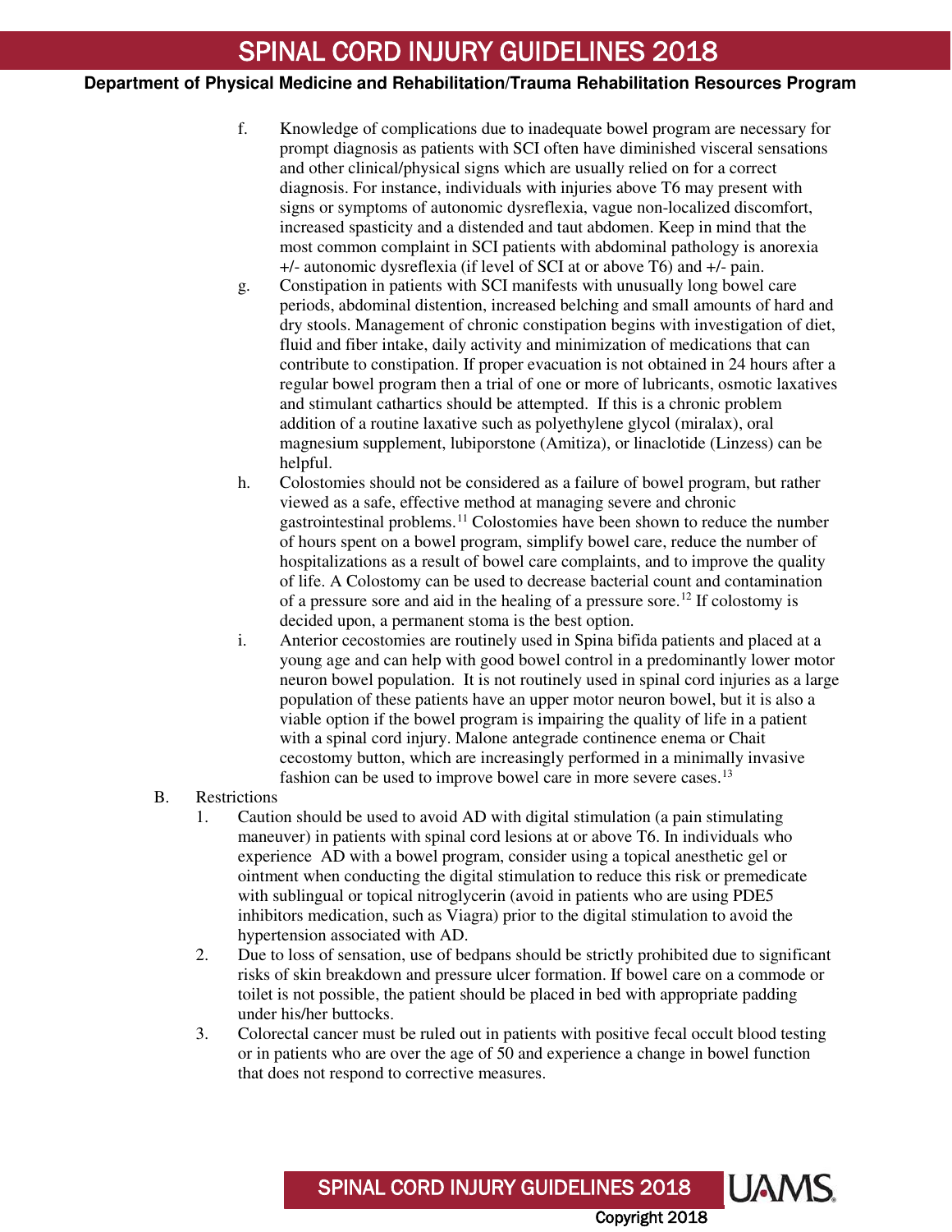f. Knowledge of complications due to inadequate bowel program are necessary for prompt diagnosis as patients with SCI often have diminished visceral sensations and other clinical/physical signs which are usually relied on for a correct diagnosis. For instance, individuals with injuries above T6 may present with signs or symptoms of autonomic dysreflexia, vague non-localized discomfort, increased spasticity and a distended and taut abdomen. Keep in mind that the most common complaint in SCI patients with abdominal pathology is anorexia +/- autonomic dysreflexia (if level of SCI at or above T6) and +/- pain.

g. Constipation in patients with SCI manifests with unusually long bowel care periods, abdominal distention, increased belching and small amounts of hard and dry stools. Management of chronic constipation begins with investigation of diet, fluid and fiber intake, daily activity and minimization of medications that can contribute to constipation. If proper evacuation is not obtained in 24 hours after a regular bowel program then a trial of one or more of lubricants, osmotic laxatives and stimulant cathartics should be attempted. If this is a chronic problem addition of a routine laxative such as polyethylene glycol (miralax), oral magnesium supplement, lubiporstone (Amitiza), or linaclotide (Linzess) can be helpful.

h. Colostomies should not be considered as a failure of bowel program, but rather viewed as a safe, effective method at managing severe and chronic gastrointestinal problems.[11] Colostomies have been shown to reduce the number of hours spent on a bowel program, simplify bowel care, reduce the number of hospitalizations as a result of bowel care complaints, and to improve the quality of life. A Colostomy can be used to decrease bacterial count and contamination of a pressure sore and aid in the healing of a pressure sore.[12] If colostomy is decided upon, a permanent stoma is the best option.

i. Anterior cecostomies are routinely used in Spina bifida patients and placed at a young age and can help with good bowel control in a predominantly lower motor neuron bowel population. It is not routinely used in spinal cord injuries as a large population of these patients have an upper motor neuron bowel, but it is also a viable option if the bowel program is impairing the quality of life in a patient with a spinal cord injury. Malone antegrade continence enema or Chait cecostomy button, which are increasingly performed in a minimally invasive fashion can be used to improve bowel care in more severe cases.[13]

B. Restrictions

1. Caution should be used to avoid AD with digital stimulation (a pain stimulating maneuver) in patients with spinal cord lesions at or above T6. In individuals who experience AD with a bowel program, consider using a topical anesthetic gel or ointment when conducting the digital stimulation to reduce this risk or premedicate with sublingual or topical nitroglycerin (avoid in patients who are using PDE5 inhibitors medication, such as Viagra) prior to the digital stimulation to avoid the hypertension associated with AD.
2. Due to loss of sensation, use of bedpans should be strictly prohibited due to significant risks of skin breakdown and pressure ulcer formation. If bowel care on a commode or toilet is not possible, the patient should be placed in bed with appropriate padding under his/her buttocks.
3. Colorectal cancer must be ruled out in patients with positive fecal occult blood testing or in patients who are over the age of 50 and experience a change in bowel function that does not respond to corrective measures.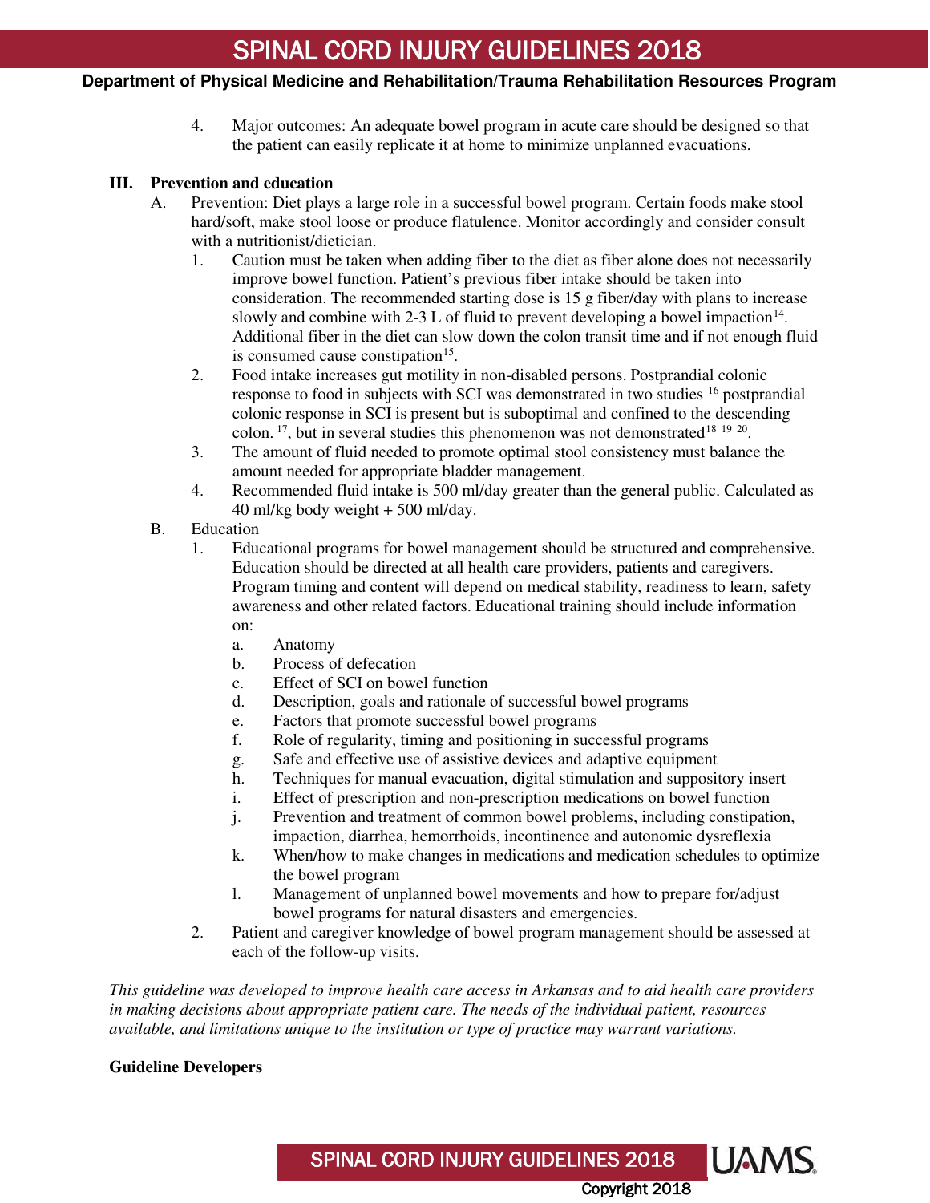4. Major outcomes: An adequate bowel program in acute care should be designed so that the patient can easily replicate it at home to minimize unplanned evacuations.

**III. Prevention and education**

A. Prevention: Diet plays a large role in a successful bowel program. Certain foods make stool hard/soft, make stool loose or produce flatulence. Monitor accordingly and consider consult with a nutritionist/dietician.

1. Caution must be taken when adding fiber to the diet as fiber alone does not necessarily improve bowel function. Patient's previous fiber intake should be taken into consideration. The recommended starting dose is 15 g fiber/day with plans to increase slowly and combine with 2-3 L of fluid to prevent developing a bowel impaction[14]. Additional fiber in the diet can slow down the colon transit time and if not enough fluid is consumed cause constipation[15].
2. Food intake increases gut motility in non-disabled persons. Postprandial colonic response to food in subjects with SCI was demonstrated in two studies [16] postprandial colonic response in SCI is present but is suboptimal and confined to the descending colon. [17], but in several studies this phenomenon was not demonstrated[18 19 20].
3. The amount of fluid needed to promote optimal stool consistency must balance the amount needed for appropriate bladder management.
4. Recommended fluid intake is 500 ml/day greater than the general public. Calculated as 40 ml/kg body weight + 500 ml/day.

B. Education

1. Educational programs for bowel management should be structured and comprehensive. Education should be directed at all health care providers, patients and caregivers. Program timing and content will depend on medical stability, readiness to learn, safety awareness and other related factors. Educational training should include information on:
   a. Anatomy
   b. Process of defecation
   c. Effect of SCI on bowel function
   d. Description, goals and rationale of successful bowel programs
   e. Factors that promote successful bowel programs
   f. Role of regularity, timing and positioning in successful programs
   g. Safe and effective use of assistive devices and adaptive equipment
   h. Techniques for manual evacuation, digital stimulation and suppository insert
   i. Effect of prescription and non-prescription medications on bowel function
   j. Prevention and treatment of common bowel problems, including constipation, impaction, diarrhea, hemorrhoids, incontinence and autonomic dysreflexia
   k. When/how to make changes in medications and medication schedules to optimize the bowel program
   l. Management of unplanned bowel movements and how to prepare for/adjust bowel programs for natural disasters and emergencies.
2. Patient and caregiver knowledge of bowel program management should be assessed at each of the follow-up visits.

*This guideline was developed to improve health care access in Arkansas and to aid health care providers in making decisions about appropriate patient care. The needs of the individual patient, resources available, and limitations unique to the institution or type of practice may warrant variations.*

**Guideline Developers**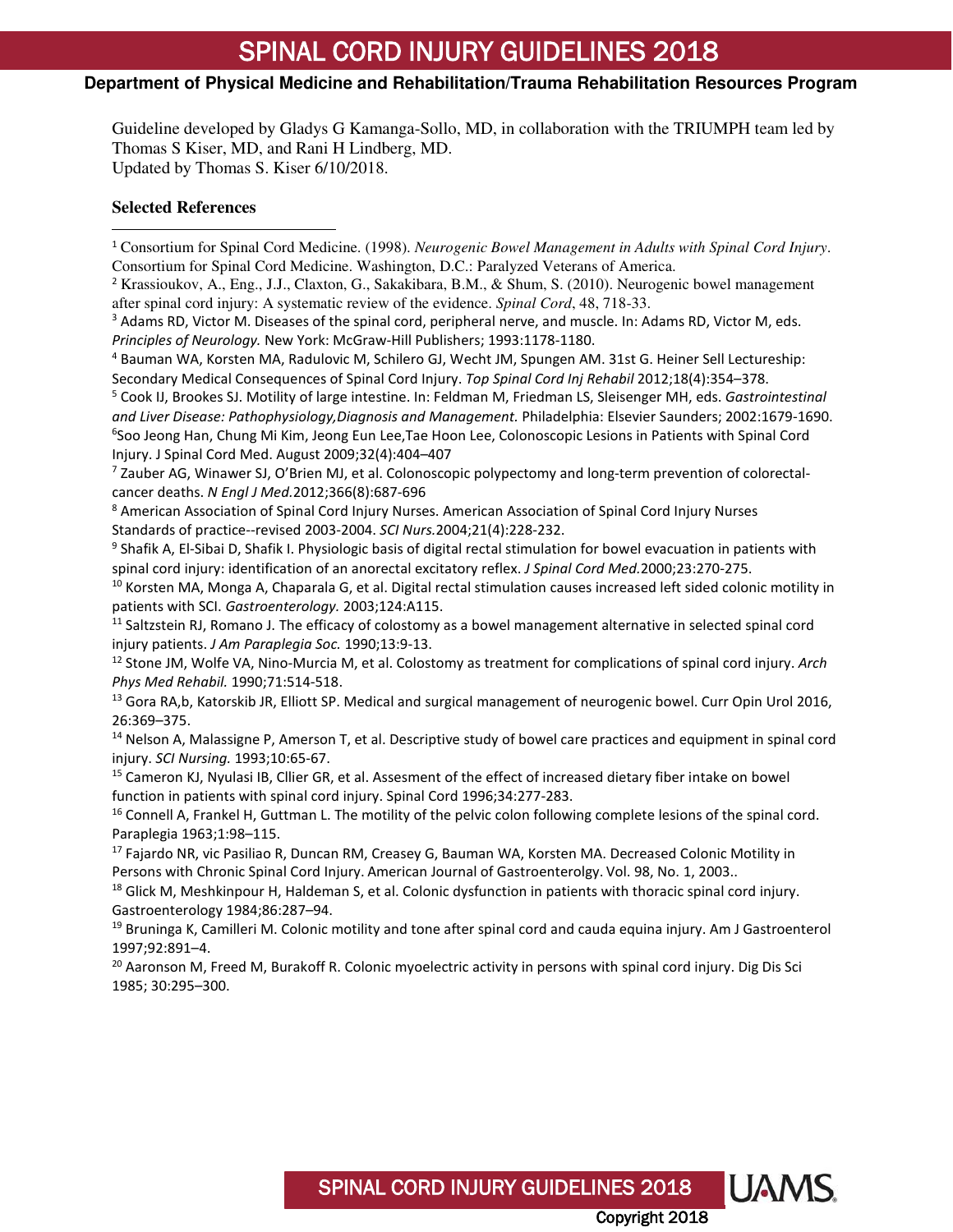Guideline developed by Gladys G Kamanga-Sollo, MD, in collaboration with the TRIUMPH team led by Thomas S Kiser, MD, and Rani H Lindberg, MD.
Updated by Thomas S. Kiser 6/10/2018.

**Selected References**

[1] Consortium for Spinal Cord Medicine. (1998). *Neurogenic Bowel Management in Adults with Spinal Cord Injury*. Consortium for Spinal Cord Medicine. Washington, D.C.: Paralyzed Veterans of America.

[2] Krassioukov, A., Eng., J.J., Claxton, G., Sakakibara, B.M., & Shum, S. (2010). Neurogenic bowel management after spinal cord injury: A systematic review of the evidence. *Spinal Cord*, 48, 718-33.

[3] Adams RD, Victor M. Diseases of the spinal cord, peripheral nerve, and muscle. In: Adams RD, Victor M, eds. *Principles of Neurology.* New York: McGraw-Hill Publishers; 1993:1178-1180.

[4] Bauman WA, Korsten MA, Radulovic M, Schilero GJ, Wecht JM, Spungen AM. 31st G. Heiner Sell Lectureship: Secondary Medical Consequences of Spinal Cord Injury. *Top Spinal Cord Inj Rehabil* 2012;18(4):354–378.

[5] Cook IJ, Brookes SJ. Motility of large intestine. In: Feldman M, Friedman LS, Sleisenger MH, eds. *Gastrointestinal and Liver Disease: Pathophysiology,Diagnosis and Management.* Philadelphia: Elsevier Saunders; 2002:1679-1690.

[6] Soo Jeong Han, Chung Mi Kim, Jeong Eun Lee,Tae Hoon Lee, Colonoscopic Lesions in Patients with Spinal Cord Injury. J Spinal Cord Med. August 2009;32(4):404–407

[7] Zauber AG, Winawer SJ, O'Brien MJ, et al. Colonoscopic polypectomy and long-term prevention of colorectal-cancer deaths. *N Engl J Med.*2012;366(8):687-696

[8] American Association of Spinal Cord Injury Nurses. American Association of Spinal Cord Injury Nurses Standards of practice--revised 2003-2004. *SCI Nurs.*2004;21(4):228-232.

[9] Shafik A, El-Sibai D, Shafik I. Physiologic basis of digital rectal stimulation for bowel evacuation in patients with spinal cord injury: identification of an anorectal excitatory reflex. *J Spinal Cord Med.*2000;23:270-275.

[10] Korsten MA, Monga A, Chaparala G, et al. Digital rectal stimulation causes increased left sided colonic motility in patients with SCI. *Gastroenterology.* 2003;124:A115.

[11] Saltzstein RJ, Romano J. The efficacy of colostomy as a bowel management alternative in selected spinal cord injury patients. *J Am Paraplegia Soc.* 1990;13:9-13.

[12] Stone JM, Wolfe VA, Nino-Murcia M, et al. Colostomy as treatment for complications of spinal cord injury. *Arch Phys Med Rehabil.* 1990;71:514-518.

[13] Gora RA,b, Katorskib JR, Elliott SP. Medical and surgical management of neurogenic bowel. Curr Opin Urol 2016, 26:369–375.

[14] Nelson A, Malassigne P, Amerson T, et al. Descriptive study of bowel care practices and equipment in spinal cord injury. *SCI Nursing.* 1993;10:65-67.

[15] Cameron KJ, Nyulasi IB, Cllier GR, et al. Assesment of the effect of increased dietary fiber intake on bowel function in patients with spinal cord injury. Spinal Cord 1996;34:277-283.

[16] Connell A, Frankel H, Guttman L. The motility of the pelvic colon following complete lesions of the spinal cord. Paraplegia 1963;1:98–115.

[17] Fajardo NR, vic Pasiliao R, Duncan RM, Creasey G, Bauman WA, Korsten MA. Decreased Colonic Motility in Persons with Chronic Spinal Cord Injury. American Journal of Gastroenterolgy. Vol. 98, No. 1, 2003..

[18] Glick M, Meshkinpour H, Haldeman S, et al. Colonic dysfunction in patients with thoracic spinal cord injury. Gastroenterology 1984;86:287–94.

[19] Bruninga K, Camilleri M. Colonic motility and tone after spinal cord and cauda equina injury. Am J Gastroenterol 1997;92:891–4.

[20] Aaronson M, Freed M, Burakoff R. Colonic myoelectric activity in persons with spinal cord injury. Dig Dis Sci 1985; 30:295–300.